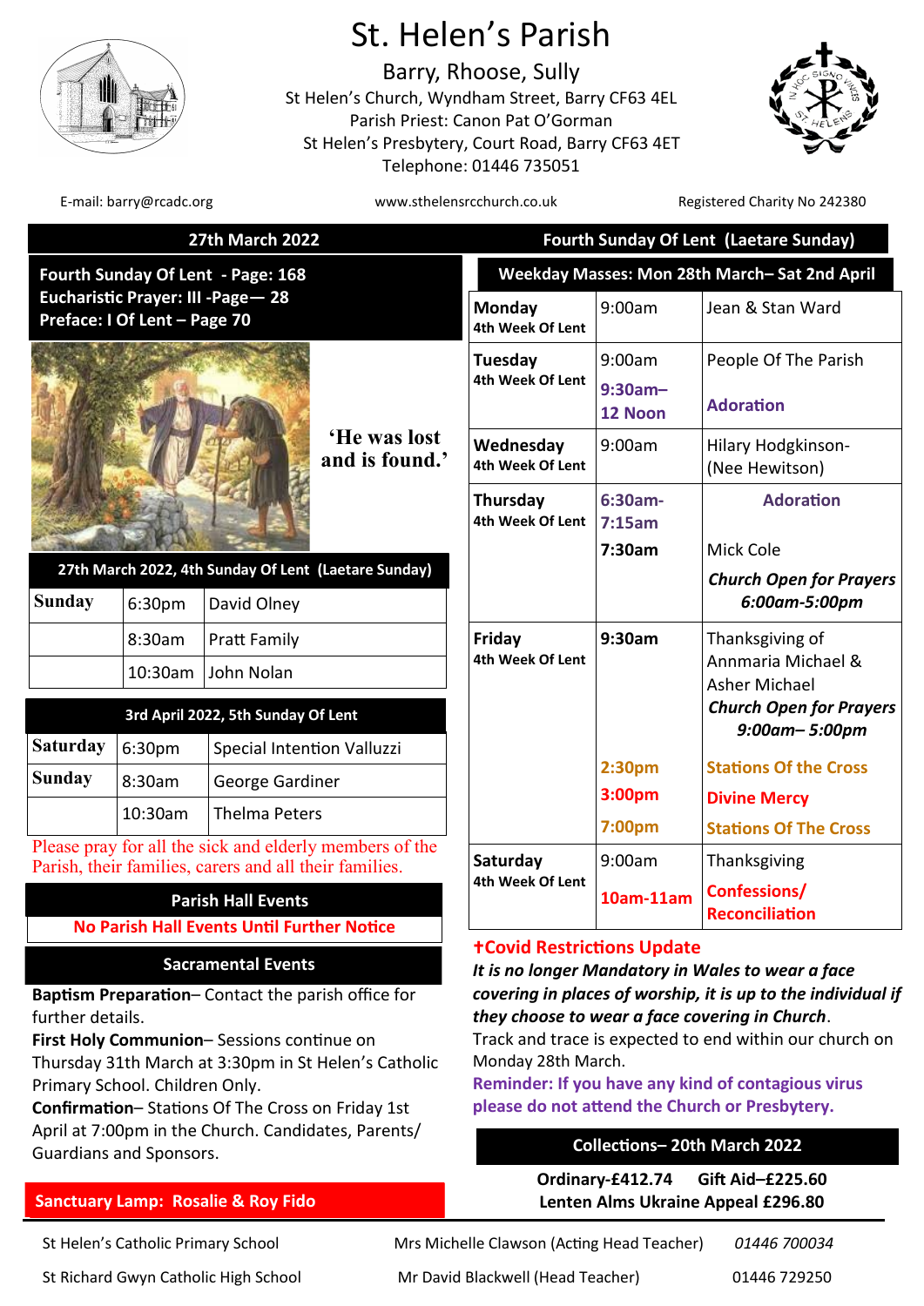# St. Helen's Parish

## Barry, Rhoose, Sully

St Helen's Church, Wyndham Street, Barry CF63 4EL
Parish Priest: Canon Pat O'Gorman
St Helen's Presbytery, Court Road, Barry CF63 4ET
Telephone: 01446 735051

E-mail: barry@rcadc.org | www.sthelensrcchurch.co.uk | Registered Charity No 242380

## 27th March 2022 — Fourth Sunday Of Lent (Laetare Sunday)

**Fourth Sunday Of Lent - Page: 168**
**Eucharistic Prayer: III -Page— 28**
**Preface: I Of Lent – Page 70**

'He was lost and is found.'

| 27th March 2022, 4th Sunday Of Lent (Laetare Sunday) | | |
|---|---|---|
| **Sunday** | 6:30pm | David Olney |
| | 8:30am | Pratt Family |
| | 10:30am | John Nolan |

| 3rd April 2022, 5th Sunday Of Lent | | |
|---|---|---|
| **Saturday** | 6:30pm | Special Intention Valluzzi |
| **Sunday** | 8:30am | George Gardiner |
| | 10:30am | Thelma Peters |

Please pray for all the sick and elderly members of the Parish, their families, carers and all their families.

### Parish Hall Events

**No Parish Hall Events Until Further Notice**

### Sacramental Events

**Baptism Preparation**– Contact the parish office for further details.

**First Holy Communion**– Sessions continue on Thursday 31th March at 3:30pm in St Helen's Catholic Primary School. Children Only.

**Confirmation**– Stations Of The Cross on Friday 1st April at 7:00pm in the Church. Candidates, Parents/ Guardians and Sponsors.

**Sanctuary Lamp: Rosalie & Roy Fido**

| Weekday Masses: Mon 28th March– Sat 2nd April | | |
|---|---|---|
| **Monday** 4th Week Of Lent | 9:00am | Jean & Stan Ward |
| **Tuesday** 4th Week Of Lent | 9:00am | People Of The Parish |
| | 9:30am– 12 Noon | Adoration |
| **Wednesday** 4th Week Of Lent | 9:00am | Hilary Hodgkinson- (Nee Hewitson) |
| **Thursday** 4th Week Of Lent | 6:30am- 7:15am | Adoration |
| | 7:30am | Mick Cole |
| | | *Church Open for Prayers 6:00am-5:00pm* |
| **Friday** 4th Week Of Lent | 9:30am | Thanksgiving of Annmaria Michael & Asher Michael |
| | | *Church Open for Prayers 9:00am– 5:00pm* |
| | 2:30pm | Stations Of the Cross |
| | 3:00pm | Divine Mercy |
| | 7:00pm | Stations Of The Cross |
| **Saturday** 4th Week Of Lent | 9:00am | Thanksgiving |
| | 10am-11am | Confessions/ Reconciliation |

### †Covid Restrictions Update

***It is no longer Mandatory in Wales to wear a face covering in places of worship, it is up to the individual if they choose to wear a face covering in Church***.

Track and trace is expected to end within our church on Monday 28th March.

**Reminder: If you have any kind of contagious virus please do not attend the Church or Presbytery.**

### Collections– 20th March 2022

**Ordinary-£412.74 Gift Aid–£225.60**
**Lenten Alms Ukraine Appeal £296.80**

| | | |
|---|---|---|
| St Helen's Catholic Primary School | Mrs Michelle Clawson (Acting Head Teacher) | *01446 700034* |
| St Richard Gwyn Catholic High School | Mr David Blackwell (Head Teacher) | 01446 729250 |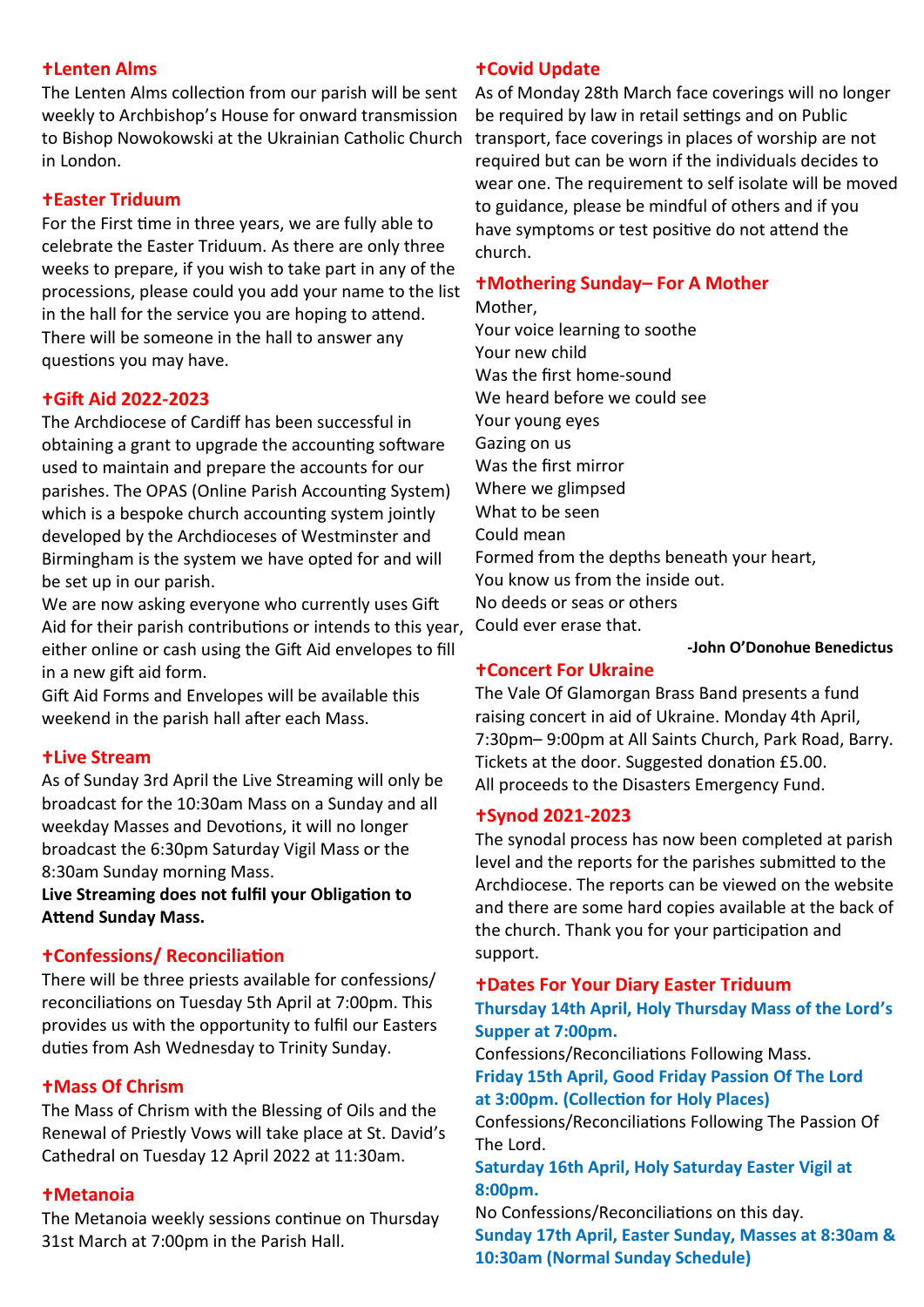## ✝Lenten Alms

The Lenten Alms collection from our parish will be sent weekly to Archbishop's House for onward transmission to Bishop Nowokowski at the Ukrainian Catholic Church in London.

## ✝Easter Triduum

For the First time in three years, we are fully able to celebrate the Easter Triduum. As there are only three weeks to prepare, if you wish to take part in any of the processions, please could you add your name to the list in the hall for the service you are hoping to attend. There will be someone in the hall to answer any questions you may have.

## ✝Gift Aid 2022-2023

The Archdiocese of Cardiff has been successful in obtaining a grant to upgrade the accounting software used to maintain and prepare the accounts for our parishes. The OPAS (Online Parish Accounting System) which is a bespoke church accounting system jointly developed by the Archdioceses of Westminster and Birmingham is the system we have opted for and will be set up in our parish.

We are now asking everyone who currently uses Gift Aid for their parish contributions or intends to this year, either online or cash using the Gift Aid envelopes to fill in a new gift aid form.

Gift Aid Forms and Envelopes will be available this weekend in the parish hall after each Mass.

## ✝Live Stream

As of Sunday 3rd April the Live Streaming will only be broadcast for the 10:30am Mass on a Sunday and all weekday Masses and Devotions, it will no longer broadcast the 6:30pm Saturday Vigil Mass or the 8:30am Sunday morning Mass.

**Live Streaming does not fulfil your Obligation to Attend Sunday Mass.**

## ✝Confessions/ Reconciliation

There will be three priests available for confessions/ reconciliations on Tuesday 5th April at 7:00pm. This provides us with the opportunity to fulfil our Easters duties from Ash Wednesday to Trinity Sunday.

## ✝Mass Of Chrism

The Mass of Chrism with the Blessing of Oils and the Renewal of Priestly Vows will take place at St. David's Cathedral on Tuesday 12 April 2022 at 11:30am.

## ✝Metanoia

The Metanoia weekly sessions continue on Thursday 31st March at 7:00pm in the Parish Hall.

## ✝Covid Update

As of Monday 28th March face coverings will no longer be required by law in retail settings and on Public transport, face coverings in places of worship are not required but can be worn if the individuals decides to wear one. The requirement to self isolate will be moved to guidance, please be mindful of others and if you have symptoms or test positive do not attend the church.

## ✝Mothering Sunday– For A Mother

Mother,
Your voice learning to soothe
Your new child
Was the first home-sound
We heard before we could see
Your young eyes
Gazing on us
Was the first mirror
Where we glimpsed
What to be seen
Could mean
Formed from the depths beneath your heart,
You know us from the inside out.
No deeds or seas or others
Could ever erase that.

**-John O'Donohue Benedictus**

## ✝Concert For Ukraine

The Vale Of Glamorgan Brass Band presents a fund raising concert in aid of Ukraine. Monday 4th April, 7:30pm– 9:00pm at All Saints Church, Park Road, Barry. Tickets at the door. Suggested donation £5.00.
All proceeds to the Disasters Emergency Fund.

## ✝Synod 2021-2023

The synodal process has now been completed at parish level and the reports for the parishes submitted to the Archdiocese. The reports can be viewed on the website and there are some hard copies available at the back of the church. Thank you for your participation and support.

## ✝Dates For Your Diary Easter Triduum

**Thursday 14th April, Holy Thursday Mass of the Lord's Supper at 7:00pm.**

Confessions/Reconciliations Following Mass.

**Friday 15th April, Good Friday Passion Of The Lord at 3:00pm. (Collection for Holy Places)**

Confessions/Reconciliations Following The Passion Of The Lord.

**Saturday 16th April, Holy Saturday Easter Vigil at 8:00pm.**

No Confessions/Reconciliations on this day.

**Sunday 17th April, Easter Sunday, Masses at 8:30am & 10:30am (Normal Sunday Schedule)**